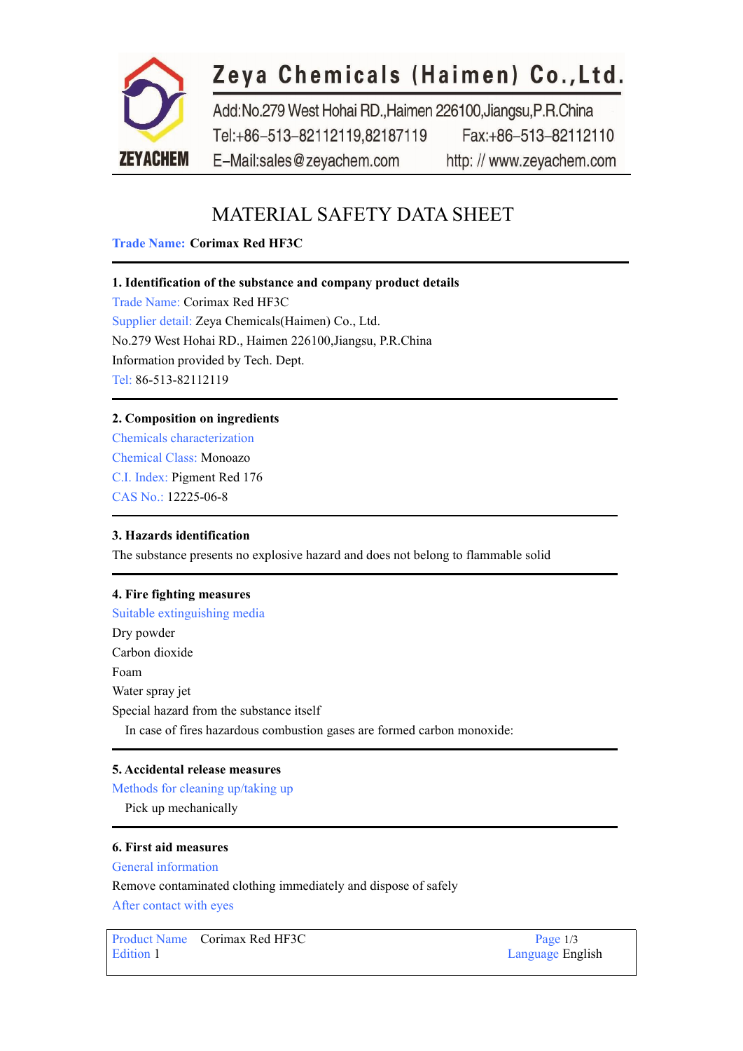**Zeya Chemicals (Haimen) Co.,Ltd.**

ZEYACHEM

Add:No.279 West Hohai RD.,Haimen 226100,Jiangsu,P.R.China
Tel:+86-513-82112119,82187119 Fax:+86-513-82112110
E-Mail:sales@zeyachem.com http: // www.zeyachem.com

# MATERIAL SAFETY DATA SHEET

**Trade Name: Corimax Red HF3C**

## 1. Identification of the substance and company product details

Trade Name: Corimax Red HF3C
Supplier detail: Zeya Chemicals(Haimen) Co., Ltd.
No.279 West Hohai RD., Haimen 226100,Jiangsu, P.R.China
Information provided by Tech. Dept.
Tel: 86-513-82112119

## 2. Composition on ingredients

Chemicals characterization
Chemical Class: Monoazo
C.I. Index: Pigment Red 176
CAS No.: 12225-06-8

## 3. Hazards identification

The substance presents no explosive hazard and does not belong to flammable solid

## 4. Fire fighting measures

Suitable extinguishing media
Dry powder
Carbon dioxide
Foam
Water spray jet
Special hazard from the substance itself
In case of fires hazardous combustion gases are formed carbon monoxide:

## 5. Accidental release measures

Methods for cleaning up/taking up
Pick up mechanically

## 6. First aid measures

General information
Remove contaminated clothing immediately and dispose of safely
After contact with eyes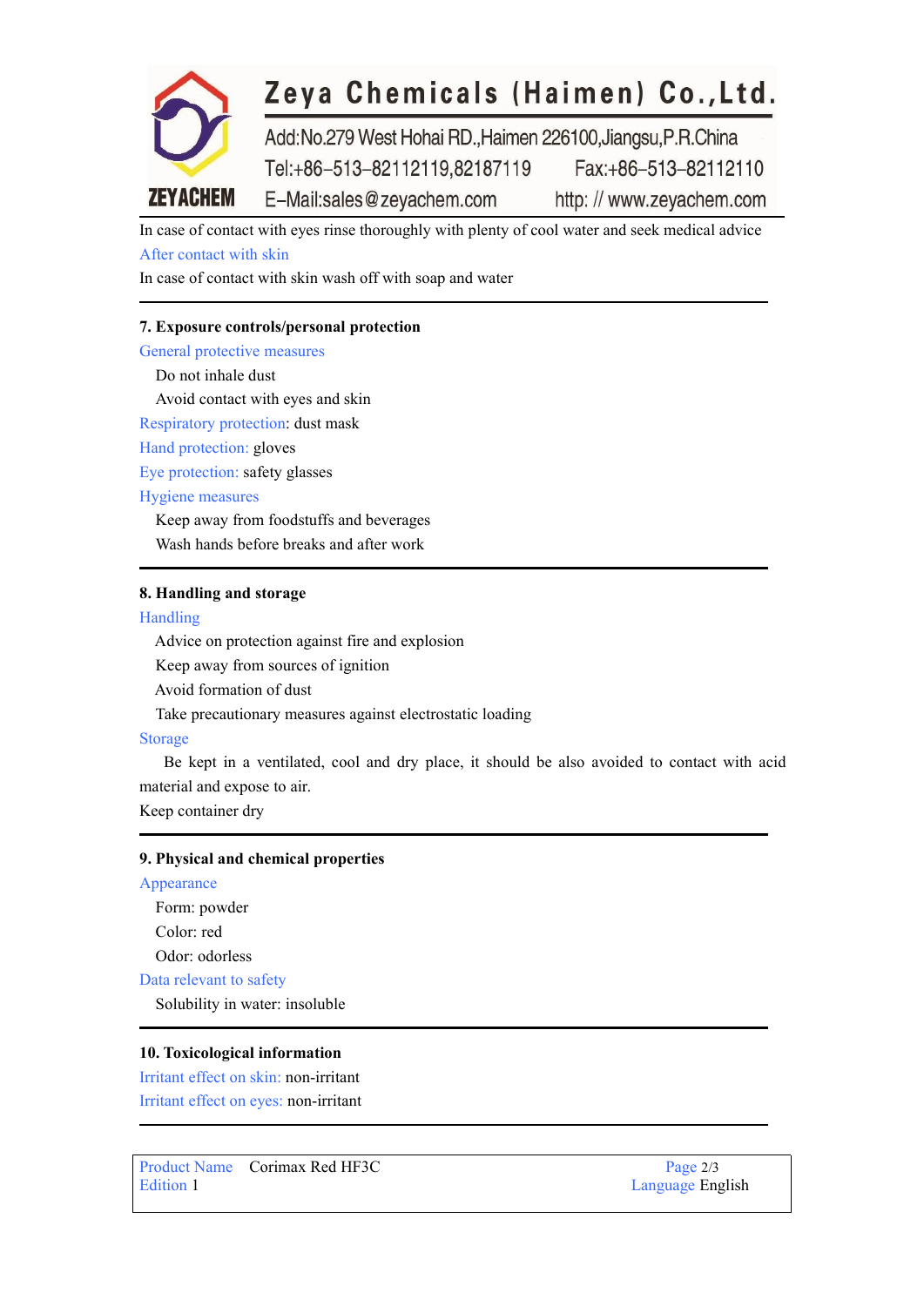In case of contact with eyes rinse thoroughly with plenty of cool water and seek medical advice

After contact with skin

In case of contact with skin wash off with soap and water

## 7. Exposure controls/personal protection

General protective measures

Do not inhale dust

Avoid contact with eyes and skin

Respiratory protection: dust mask

Hand protection: gloves

Eye protection: safety glasses

Hygiene measures

Keep away from foodstuffs and beverages

Wash hands before breaks and after work

## 8. Handling and storage

Handling

Advice on protection against fire and explosion

Keep away from sources of ignition

Avoid formation of dust

Take precautionary measures against electrostatic loading

Storage

Be kept in a ventilated, cool and dry place, it should be also avoided to contact with acid material and expose to air.

Keep container dry

## 9. Physical and chemical properties

Appearance

Form: powder

Color: red

Odor: odorless

Data relevant to safety

Solubility in water: insoluble

## 10. Toxicological information

Irritant effect on skin: non-irritant

Irritant effect on eyes: non-irritant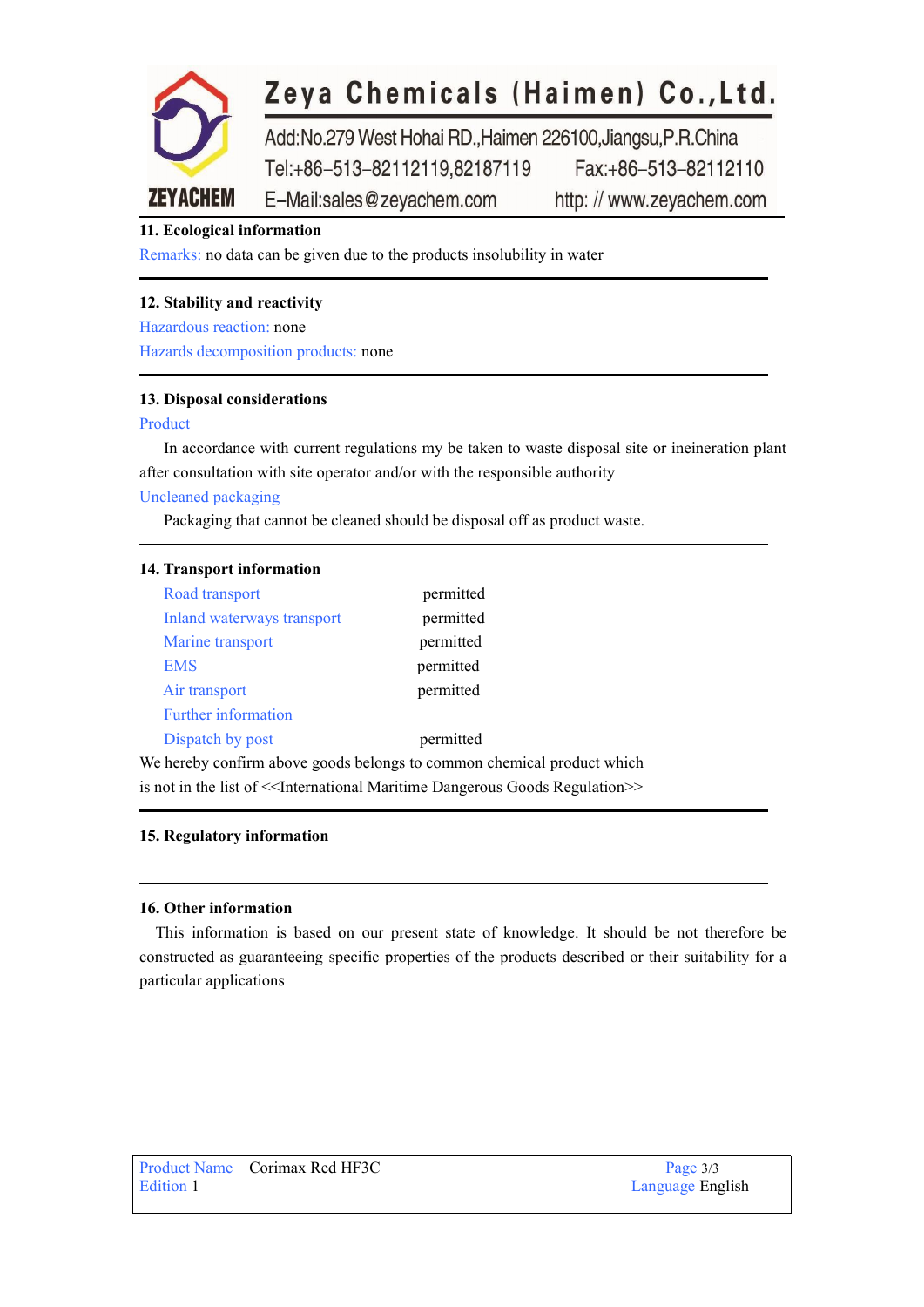## 11. Ecological information

Remarks: no data can be given due to the products insolubility in water

## 12. Stability and reactivity

Hazardous reaction: none

Hazards decomposition products: none

## 13. Disposal considerations

Product

In accordance with current regulations my be taken to waste disposal site or ineineration plant after consultation with site operator and/or with the responsible authority

Uncleaned packaging

Packaging that cannot be cleaned should be disposal off as product waste.

## 14. Transport information

| | |
|---|---|
| Road transport | permitted |
| Inland waterways transport | permitted |
| Marine transport | permitted |
| EMS | permitted |
| Air transport | permitted |
| Further information | |
| Dispatch by post | permitted |

We hereby confirm above goods belongs to common chemical product which is not in the list of <<International Maritime Dangerous Goods Regulation>>

## 15. Regulatory information

## 16. Other information

This information is based on our present state of knowledge. It should be not therefore be constructed as guaranteeing specific properties of the products described or their suitability for a particular applications

| | |
|---|---|
| Product Name Corimax Red HF3C | Page 3/3 |
| Edition 1 | Language English |